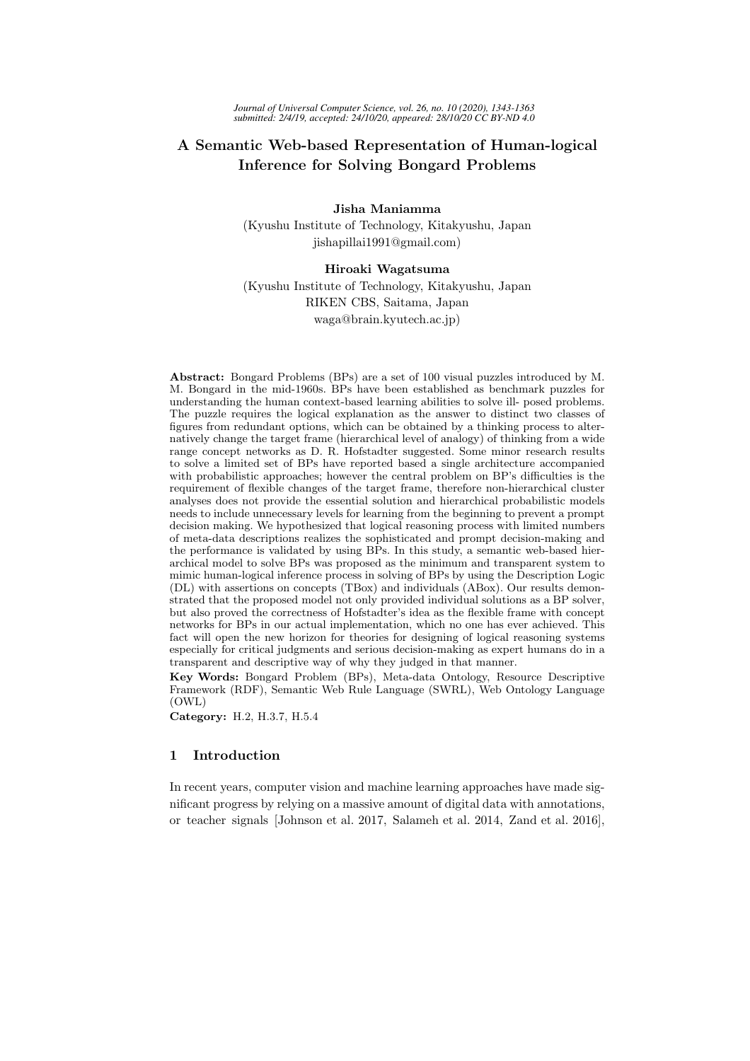# A Semantic Web-based Representation of Human-logical Inference for Solving Bongard Problems

**Jisha Maniamma**

(Kyushu Institute of Technology, Kitakyushu, Japan
jishapillai1991@gmail.com)

**Hiroaki Wagatsuma**

(Kyushu Institute of Technology, Kitakyushu, Japan
RIKEN CBS, Saitama, Japan
waga@brain.kyutech.ac.jp)

**Abstract:** Bongard Problems (BPs) are a set of 100 visual puzzles introduced by M. M. Bongard in the mid-1960s. BPs have been established as benchmark puzzles for understanding the human context-based learning abilities to solve ill- posed problems. The puzzle requires the logical explanation as the answer to distinct two classes of figures from redundant options, which can be obtained by a thinking process to alternatively change the target frame (hierarchical level of analogy) of thinking from a wide range concept networks as D. R. Hofstadter suggested. Some minor research results to solve a limited set of BPs have reported based a single architecture accompanied with probabilistic approaches; however the central problem on BP's difficulties is the requirement of flexible changes of the target frame, therefore non-hierarchical cluster analyses does not provide the essential solution and hierarchical probabilistic models needs to include unnecessary levels for learning from the beginning to prevent a prompt decision making. We hypothesized that logical reasoning process with limited numbers of meta-data descriptions realizes the sophisticated and prompt decision-making and the performance is validated by using BPs. In this study, a semantic web-based hierarchical model to solve BPs was proposed as the minimum and transparent system to mimic human-logical inference process in solving of BPs by using the Description Logic (DL) with assertions on concepts (TBox) and individuals (ABox). Our results demonstrated that the proposed model not only provided individual solutions as a BP solver, but also proved the correctness of Hofstadter's idea as the flexible frame with concept networks for BPs in our actual implementation, which no one has ever achieved. This fact will open the new horizon for theories for designing of logical reasoning systems especially for critical judgments and serious decision-making as expert humans do in a transparent and descriptive way of why they judged in that manner.

**Key Words:** Bongard Problem (BPs), Meta-data Ontology, Resource Descriptive Framework (RDF), Semantic Web Rule Language (SWRL), Web Ontology Language (OWL)

**Category:** H.2, H.3.7, H.5.4

## 1 Introduction

In recent years, computer vision and machine learning approaches have made significant progress by relying on a massive amount of digital data with annotations, or teacher signals [Johnson et al. 2017, Salameh et al. 2014, Zand et al. 2016],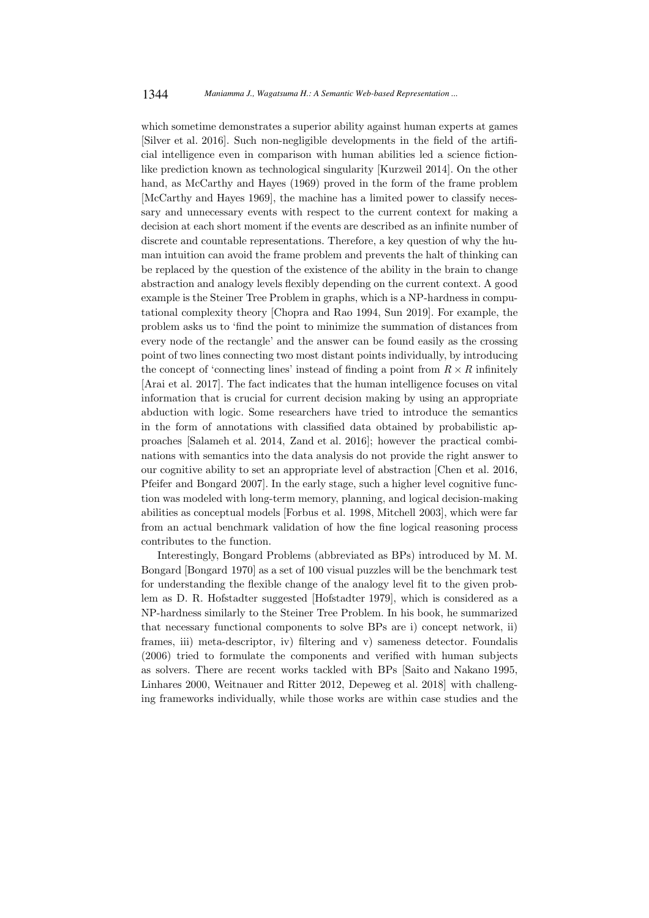which sometime demonstrates a superior ability against human experts at games [Silver et al. 2016]. Such non-negligible developments in the field of the artificial intelligence even in comparison with human abilities led a science fiction-like prediction known as technological singularity [Kurzweil 2014]. On the other hand, as McCarthy and Hayes (1969) proved in the form of the frame problem [McCarthy and Hayes 1969], the machine has a limited power to classify necessary and unnecessary events with respect to the current context for making a decision at each short moment if the events are described as an infinite number of discrete and countable representations. Therefore, a key question of why the human intuition can avoid the frame problem and prevents the halt of thinking can be replaced by the question of the existence of the ability in the brain to change abstraction and analogy levels flexibly depending on the current context. A good example is the Steiner Tree Problem in graphs, which is a NP-hardness in computational complexity theory [Chopra and Rao 1994, Sun 2019]. For example, the problem asks us to 'find the point to minimize the summation of distances from every node of the rectangle' and the answer can be found easily as the crossing point of two lines connecting two most distant points individually, by introducing the concept of 'connecting lines' instead of finding a point from $R \times R$ infinitely [Arai et al. 2017]. The fact indicates that the human intelligence focuses on vital information that is crucial for current decision making by using an appropriate abduction with logic. Some researchers have tried to introduce the semantics in the form of annotations with classified data obtained by probabilistic approaches [Salameh et al. 2014, Zand et al. 2016]; however the practical combinations with semantics into the data analysis do not provide the right answer to our cognitive ability to set an appropriate level of abstraction [Chen et al. 2016, Pfeifer and Bongard 2007]. In the early stage, such a higher level cognitive function was modeled with long-term memory, planning, and logical decision-making abilities as conceptual models [Forbus et al. 1998, Mitchell 2003], which were far from an actual benchmark validation of how the fine logical reasoning process contributes to the function.

Interestingly, Bongard Problems (abbreviated as BPs) introduced by M. M. Bongard [Bongard 1970] as a set of 100 visual puzzles will be the benchmark test for understanding the flexible change of the analogy level fit to the given problem as D. R. Hofstadter suggested [Hofstadter 1979], which is considered as a NP-hardness similarly to the Steiner Tree Problem. In his book, he summarized that necessary functional components to solve BPs are i) concept network, ii) frames, iii) meta-descriptor, iv) filtering and v) sameness detector. Foundalis (2006) tried to formulate the components and verified with human subjects as solvers. There are recent works tackled with BPs [Saito and Nakano 1995, Linhares 2000, Weitnauer and Ritter 2012, Depeweg et al. 2018] with challenging frameworks individually, while those works are within case studies and the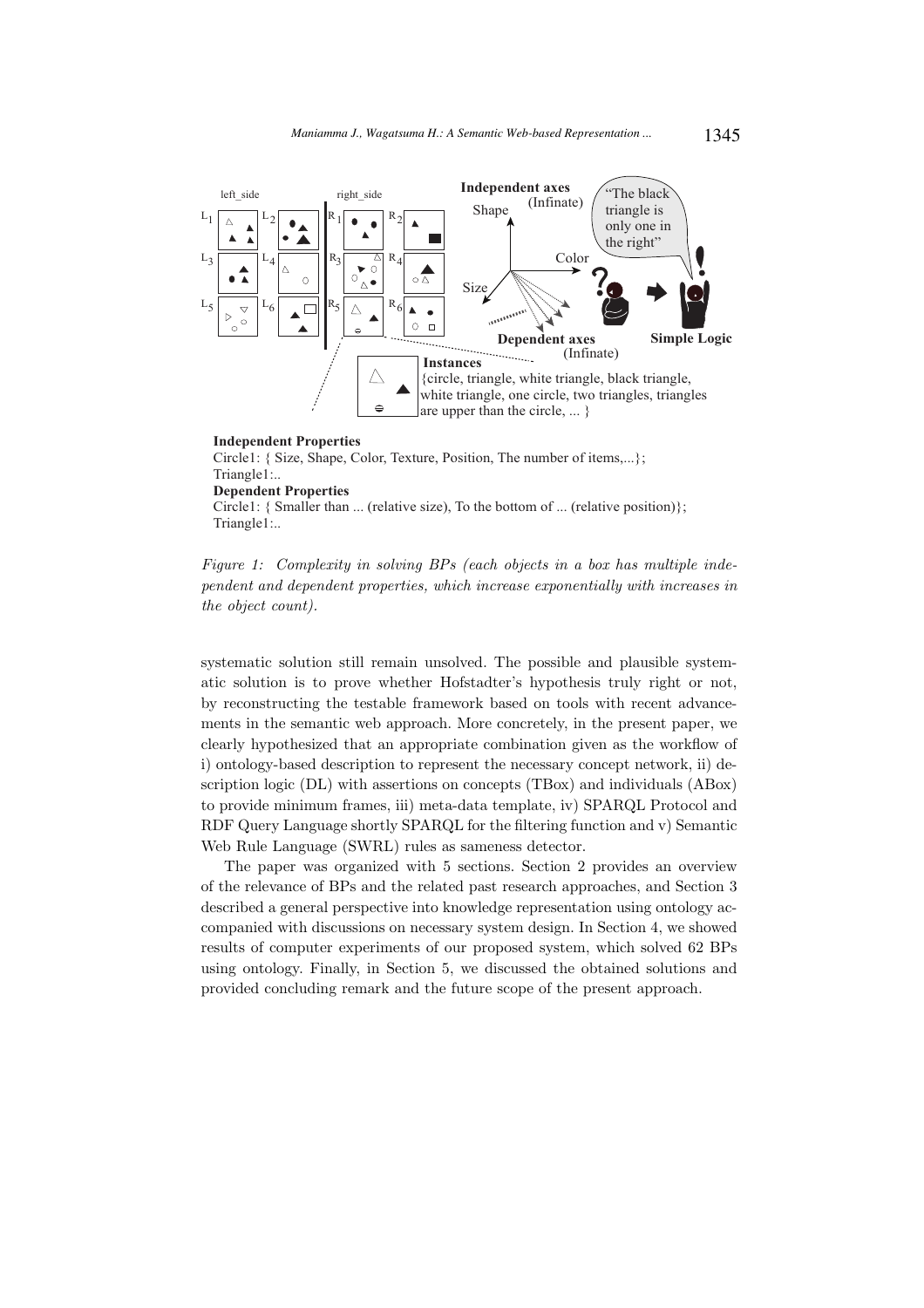Figure 1: Complexity in solving BPs (each objects in a box has multiple independent and dependent properties, which increase exponentially with increases in the object count).

systematic solution still remain unsolved. The possible and plausible systematic solution is to prove whether Hofstadter's hypothesis truly right or not, by reconstructing the testable framework based on tools with recent advancements in the semantic web approach. More concretely, in the present paper, we clearly hypothesized that an appropriate combination given as the workflow of i) ontology-based description to represent the necessary concept network, ii) description logic (DL) with assertions on concepts (TBox) and individuals (ABox) to provide minimum frames, iii) meta-data template, iv) SPARQL Protocol and RDF Query Language shortly SPARQL for the filtering function and v) Semantic Web Rule Language (SWRL) rules as sameness detector.

The paper was organized with 5 sections. Section 2 provides an overview of the relevance of BPs and the related past research approaches, and Section 3 described a general perspective into knowledge representation using ontology accompanied with discussions on necessary system design. In Section 4, we showed results of computer experiments of our proposed system, which solved 62 BPs using ontology. Finally, in Section 5, we discussed the obtained solutions and provided concluding remark and the future scope of the present approach.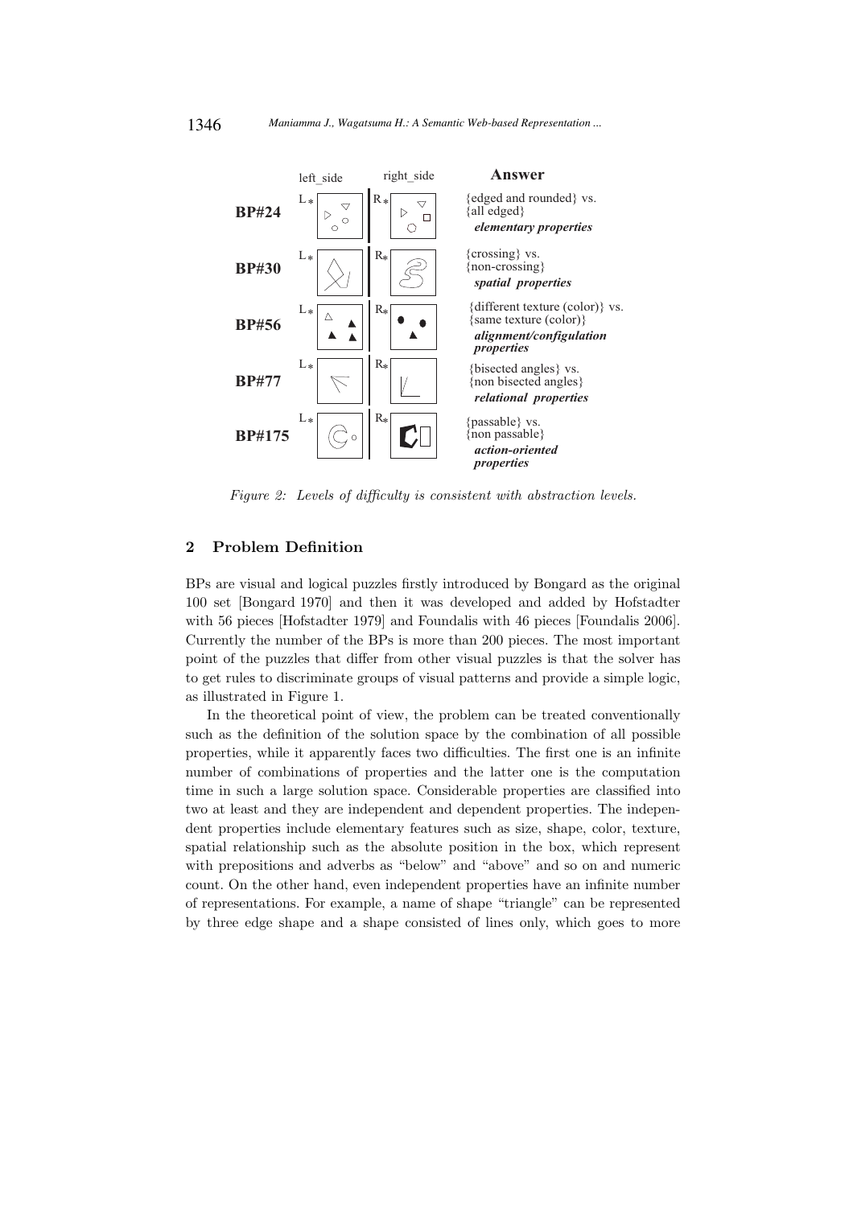| | left_side | right_side | Answer |
|---|---|---|---|
| **BP#24** | L* | R* | {edged and rounded} vs. {all edged} ***elementary properties*** |
| **BP#30** | L* | R* | {crossing} vs. {non-crossing} ***spatial properties*** |
| **BP#56** | L* | R* | {different texture (color)} vs. {same texture (color)} ***alignment/configulation properties*** |
| **BP#77** | L* | R* | {bisected angles} vs. {non bisected angles} ***relational properties*** |
| **BP#175** | L* | R* | {passable} vs. {non passable} ***action-oriented properties*** |

*Figure 2: Levels of difficulty is consistent with abstraction levels.*

## 2 Problem Definition

BPs are visual and logical puzzles firstly introduced by Bongard as the original 100 set [Bongard 1970] and then it was developed and added by Hofstadter with 56 pieces [Hofstadter 1979] and Foundalis with 46 pieces [Foundalis 2006]. Currently the number of the BPs is more than 200 pieces. The most important point of the puzzles that differ from other visual puzzles is that the solver has to get rules to discriminate groups of visual patterns and provide a simple logic, as illustrated in Figure 1.

In the theoretical point of view, the problem can be treated conventionally such as the definition of the solution space by the combination of all possible properties, while it apparently faces two difficulties. The first one is an infinite number of combinations of properties and the latter one is the computation time in such a large solution space. Considerable properties are classified into two at least and they are independent and dependent properties. The independent properties include elementary features such as size, shape, color, texture, spatial relationship such as the absolute position in the box, which represent with prepositions and adverbs as "below" and "above" and so on and numeric count. On the other hand, even independent properties have an infinite number of representations. For example, a name of shape "triangle" can be represented by three edge shape and a shape consisted of lines only, which goes to more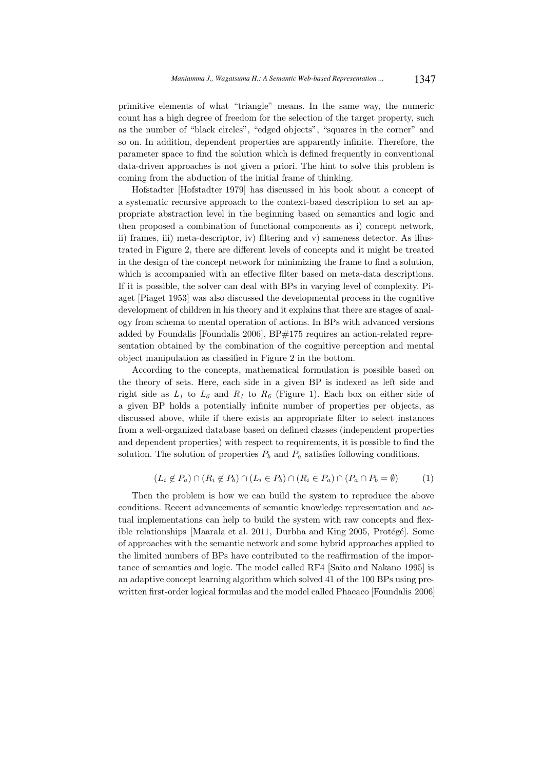primitive elements of what "triangle" means. In the same way, the numeric count has a high degree of freedom for the selection of the target property, such as the number of "black circles", "edged objects", "squares in the corner" and so on. In addition, dependent properties are apparently infinite. Therefore, the parameter space to find the solution which is defined frequently in conventional data-driven approaches is not given a priori. The hint to solve this problem is coming from the abduction of the initial frame of thinking.

Hofstadter [Hofstadter 1979] has discussed in his book about a concept of a systematic recursive approach to the context-based description to set an appropriate abstraction level in the beginning based on semantics and logic and then proposed a combination of functional components as i) concept network, ii) frames, iii) meta-descriptor, iv) filtering and v) sameness detector. As illustrated in Figure 2, there are different levels of concepts and it might be treated in the design of the concept network for minimizing the frame to find a solution, which is accompanied with an effective filter based on meta-data descriptions. If it is possible, the solver can deal with BPs in varying level of complexity. Piaget [Piaget 1953] was also discussed the developmental process in the cognitive development of children in his theory and it explains that there are stages of analogy from schema to mental operation of actions. In BPs with advanced versions added by Foundalis [Foundalis 2006], BP#175 requires an action-related representation obtained by the combination of the cognitive perception and mental object manipulation as classified in Figure 2 in the bottom.

According to the concepts, mathematical formulation is possible based on the theory of sets. Here, each side in a given BP is indexed as left side and right side as $L_1$ to $L_6$ and $R_1$ to $R_6$ (Figure 1). Each box on either side of a given BP holds a potentially infinite number of properties per objects, as discussed above, while if there exists an appropriate filter to select instances from a well-organized database based on defined classes (independent properties and dependent properties) with respect to requirements, it is possible to find the solution. The solution of properties $P_b$ and $P_a$ satisfies following conditions.

$$(L_i \notin P_a) \cap (R_i \notin P_b) \cap (L_i \in P_b) \cap (R_i \in P_a) \cap (P_a \cap P_b = \emptyset) \tag{1}$$

Then the problem is how we can build the system to reproduce the above conditions. Recent advancements of semantic knowledge representation and actual implementations can help to build the system with raw concepts and flexible relationships [Maarala et al. 2011, Durbha and King 2005, Protégé]. Some of approaches with the semantic network and some hybrid approaches applied to the limited numbers of BPs have contributed to the reaffirmation of the importance of semantics and logic. The model called RF4 [Saito and Nakano 1995] is an adaptive concept learning algorithm which solved 41 of the 100 BPs using prewritten first-order logical formulas and the model called Phaeaco [Foundalis 2006]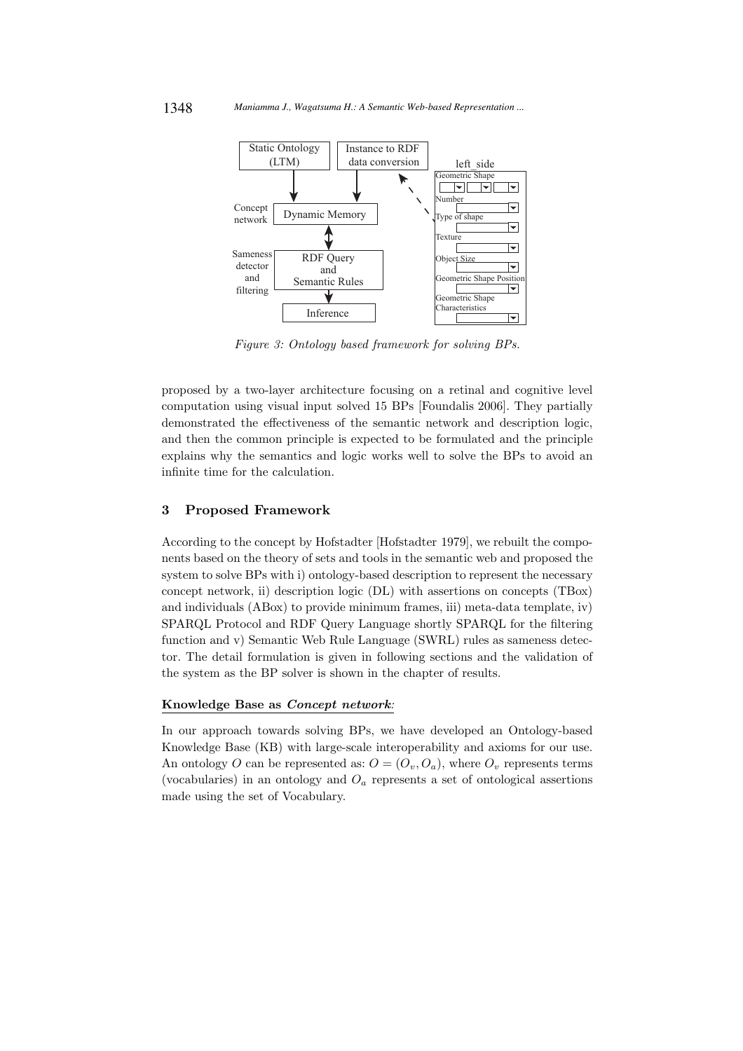Figure 3: Ontology based framework for solving BPs.

proposed by a two-layer architecture focusing on a retinal and cognitive level computation using visual input solved 15 BPs [Foundalis 2006]. They partially demonstrated the effectiveness of the semantic network and description logic, and then the common principle is expected to be formulated and the principle explains why the semantics and logic works well to solve the BPs to avoid an infinite time for the calculation.

## 3 Proposed Framework

According to the concept by Hofstadter [Hofstadter 1979], we rebuilt the components based on the theory of sets and tools in the semantic web and proposed the system to solve BPs with i) ontology-based description to represent the necessary concept network, ii) description logic (DL) with assertions on concepts (TBox) and individuals (ABox) to provide minimum frames, iii) meta-data template, iv) SPARQL Protocol and RDF Query Language shortly SPARQL for the filtering function and v) Semantic Web Rule Language (SWRL) rules as sameness detector. The detail formulation is given in following sections and the validation of the system as the BP solver is shown in the chapter of results.

**Knowledge Base as *Concept network*:**

In our approach towards solving BPs, we have developed an Ontology-based Knowledge Base (KB) with large-scale interoperability and axioms for our use. An ontology $O$ can be represented as: $O = (O_v, O_a)$, where $O_v$ represents terms (vocabularies) in an ontology and $O_a$ represents a set of ontological assertions made using the set of Vocabulary.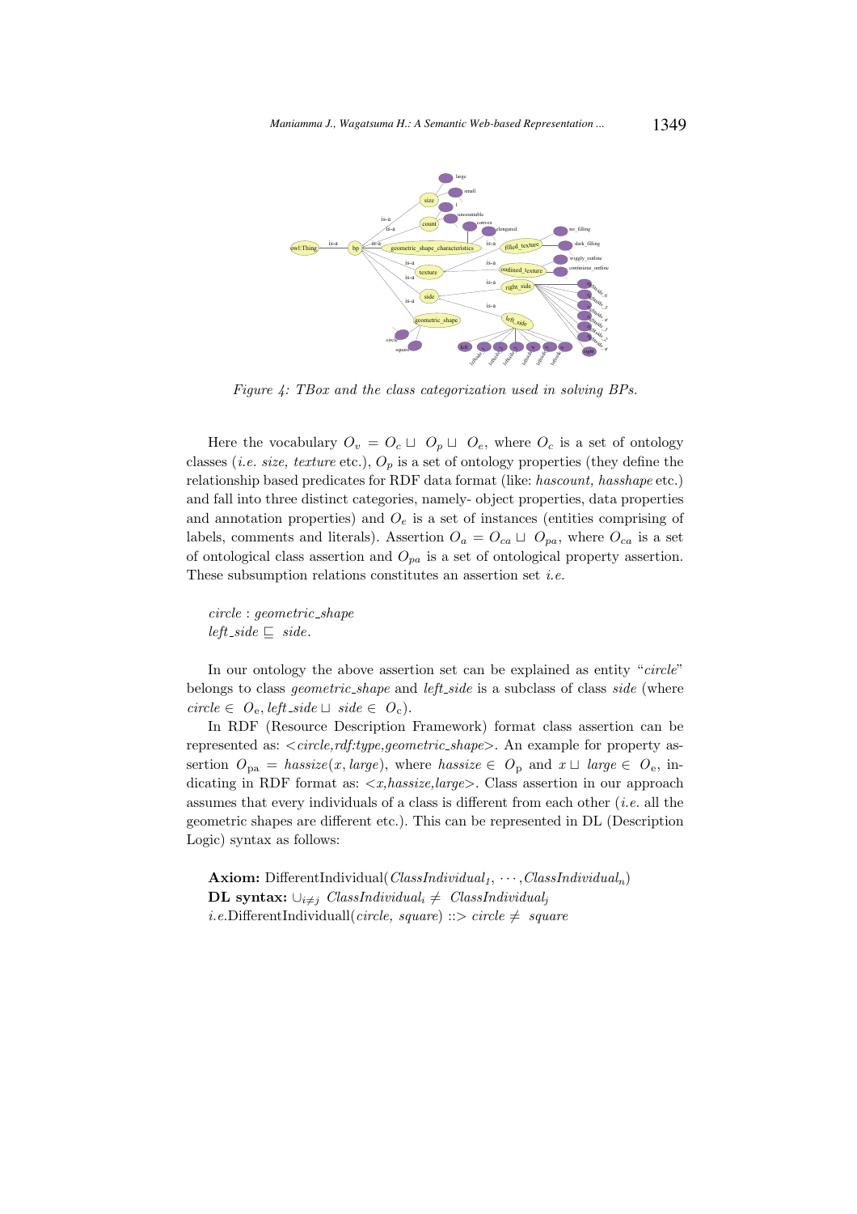*Figure 4: TBox and the class categorization used in solving BPs.*

Here the vocabulary $O_v = O_c \sqcup O_p \sqcup O_e$, where $O_c$ is a set of ontology classes (*i.e. size, texture* etc.), $O_p$ is a set of ontology properties (they define the relationship based predicates for RDF data format (like: *hascount, hasshape* etc.) and fall into three distinct categories, namely- object properties, data properties and annotation properties) and $O_e$ is a set of instances (entities comprising of labels, comments and literals). Assertion $O_a = O_{ca} \sqcup O_{pa}$, where $O_{ca}$ is a set of ontological class assertion and $O_{pa}$ is a set of ontological property assertion. These subsumption relations constitutes an assertion set *i.e.*

$circle : geometric\_shape$
$left\_side \sqsubseteq side.$

In our ontology the above assertion set can be explained as entity "*circle*" belongs to class *geometric_shape* and *left_side* is a subclass of class *side* (where $circle \in O_{\rm e}, left\_side \sqcup side \in O_{\rm c}$).

In RDF (Resource Description Framework) format class assertion can be represented as: <*circle,rdf:type,geometric_shape*>. An example for property assertion $O_{\rm pa} = hassize(x, large)$, where $hassize \in O_{\rm p}$ and $x \sqcup large \in O_{\rm e}$, indicating in RDF format as: <*x,hassize,large*>. Class assertion in our approach assumes that every individuals of a class is different from each other (*i.e.* all the geometric shapes are different etc.). This can be represented in DL (Description Logic) syntax as follows:

**Axiom:** DifferentIndividual($ClassIndividual_1, \cdots, ClassIndividual_n$)
**DL syntax:** $\cup_{i \neq j}\ ClassIndividual_i \neq ClassIndividual_j$
*i.e.*DifferentIndividuall(*circle, square*) ::> $circle \neq square$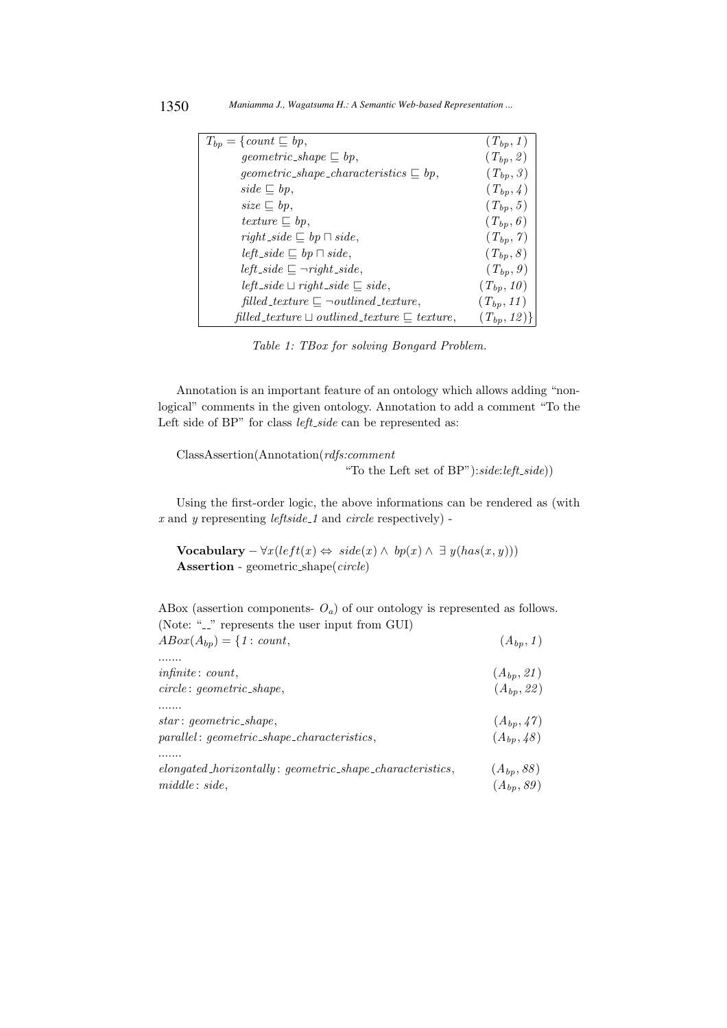$$
\begin{array}{ll}
T_{bp} = \{ count \sqsubseteq bp, & (T_{bp}, 1) \\
\quad geometric\_shape \sqsubseteq bp, & (T_{bp}, 2) \\
\quad geometric\_shape\_characteristics \sqsubseteq bp, & (T_{bp}, 3) \\
\quad side \sqsubseteq bp, & (T_{bp}, 4) \\
\quad size \sqsubseteq bp, & (T_{bp}, 5) \\
\quad texture \sqsubseteq bp, & (T_{bp}, 6) \\
\quad right\_side \sqsubseteq bp \sqcap side, & (T_{bp}, 7) \\
\quad left\_side \sqsubseteq bp \sqcap side, & (T_{bp}, 8) \\
\quad left\_side \sqsubseteq \neg right\_side, & (T_{bp}, 9) \\
\quad left\_side \sqcup right\_side \sqsubseteq side, & (T_{bp}, 10) \\
\quad filled\_texture \sqsubseteq \neg outlined\_texture, & (T_{bp}, 11) \\
\quad filled\_texture \sqcup outlined\_texture \sqsubseteq texture, & (T_{bp}, 12) \}
\end{array}
$$

*Table 1: TBox for solving Bongard Problem.*

Annotation is an important feature of an ontology which allows adding "non-logical" comments in the given ontology. Annotation to add a comment "To the Left side of BP" for class *left_side* can be represented as:

ClassAssertion(Annotation(*rdfs:comment* "To the Left set of BP"):*side*:*left_side*))

Using the first-order logic, the above informations can be rendered as (with $x$ and $y$ representing *leftside_1* and *circle* respectively) -

**Vocabulary** – $\forall x(left(x) \Leftrightarrow side(x) \wedge bp(x) \wedge \exists y(has(x, y)))$
**Assertion** - geometric_shape(*circle*)

ABox (assertion components- $O_a$) of our ontology is represented as follows. (Note: "__" represents the user input from GUI)

$$
\begin{array}{ll}
ABox(A_{bp}) = \{ 1 : count, & (A_{bp}, 1) \\
\ldots\ldots & \\
infinite : count, & (A_{bp}, 21) \\
circle : geometric\_shape, & (A_{bp}, 22) \\
\ldots\ldots & \\
star : geometric\_shape, & (A_{bp}, 47) \\
parallel : geometric\_shape\_characteristics, & (A_{bp}, 48) \\
\ldots\ldots & \\
elongated\_horizontally : geometric\_shape\_characteristics, & (A_{bp}, 88) \\
middle : side, & (A_{bp}, 89)
\end{array}
$$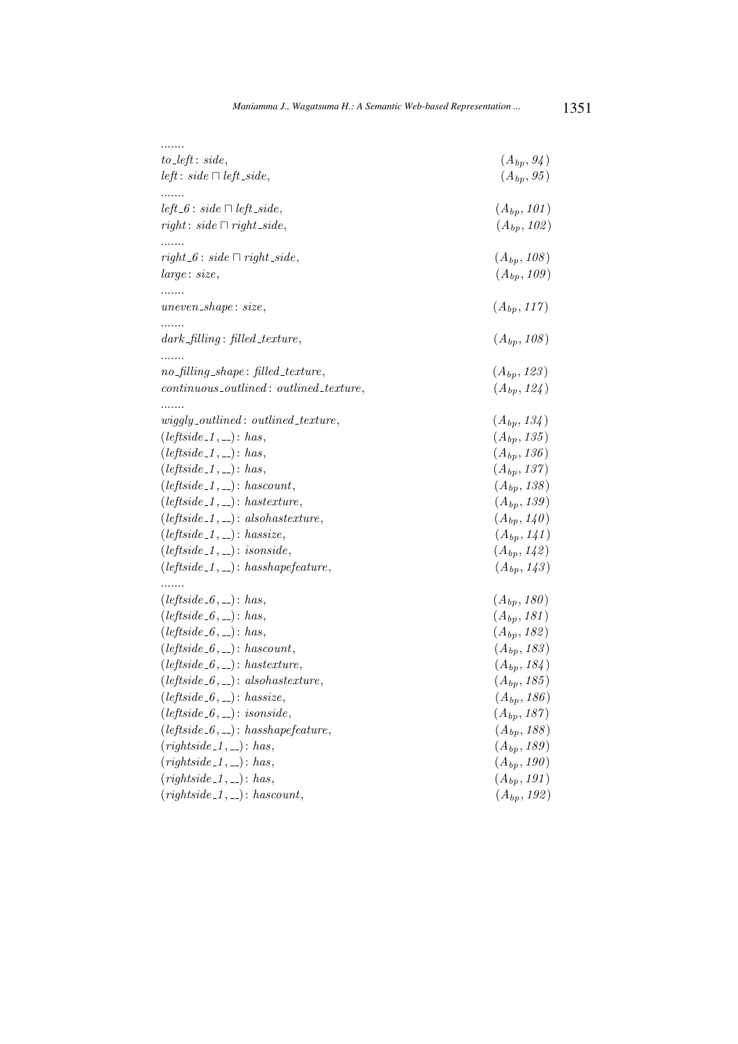.......

| | |
|---|---|
| $to\_left : side,$ | $(A_{bp}, 94)$ |
| $left : side \sqcap left\_side,$ | $(A_{bp}, 95)$ |
| ....... | |
| $left\_6 : side \sqcap left\_side,$ | $(A_{bp}, 101)$ |
| $right : side \sqcap right\_side,$ | $(A_{bp}, 102)$ |
| ....... | |
| $right\_6 : side \sqcap right\_side,$ | $(A_{bp}, 108)$ |
| $large : size,$ | $(A_{bp}, 109)$ |
| ....... | |
| $uneven\_shape : size,$ | $(A_{bp}, 117)$ |
| ....... | |
| $dark\_filling : filled\_texture,$ | $(A_{bp}, 108)$ |
| ....... | |
| $no\_filling\_shape : filled\_texture,$ | $(A_{bp}, 123)$ |
| $continuous\_outlined : outlined\_texture,$ | $(A_{bp}, 124)$ |
| ....... | |
| $wiggly\_outlined : outlined\_texture,$ | $(A_{bp}, 134)$ |
| $(leftside\_1, \_\_) : has,$ | $(A_{bp}, 135)$ |
| $(leftside\_1, \_\_) : has,$ | $(A_{bp}, 136)$ |
| $(leftside\_1, \_\_) : has,$ | $(A_{bp}, 137)$ |
| $(leftside\_1, \_\_) : hascount,$ | $(A_{bp}, 138)$ |
| $(leftside\_1, \_\_) : hastexture,$ | $(A_{bp}, 139)$ |
| $(leftside\_1, \_\_) : alsohastexture,$ | $(A_{bp}, 140)$ |
| $(leftside\_1, \_\_) : hassize,$ | $(A_{bp}, 141)$ |
| $(leftside\_1, \_\_) : isonside,$ | $(A_{bp}, 142)$ |
| $(leftside\_1, \_\_) : hasshapefeature,$ | $(A_{bp}, 143)$ |
| ....... | |
| $(leftside\_6, \_\_) : has,$ | $(A_{bp}, 180)$ |
| $(leftside\_6, \_\_) : has,$ | $(A_{bp}, 181)$ |
| $(leftside\_6, \_\_) : has,$ | $(A_{bp}, 182)$ |
| $(leftside\_6, \_\_) : hascount,$ | $(A_{bp}, 183)$ |
| $(leftside\_6, \_\_) : hastexture,$ | $(A_{bp}, 184)$ |
| $(leftside\_6, \_\_) : alsohastexture,$ | $(A_{bp}, 185)$ |
| $(leftside\_6, \_\_) : hassize,$ | $(A_{bp}, 186)$ |
| $(leftside\_6, \_\_) : isonside,$ | $(A_{bp}, 187)$ |
| $(leftside\_6, \_\_) : hasshapefeature,$ | $(A_{bp}, 188)$ |
| $(rightside\_1, \_\_) : has,$ | $(A_{bp}, 189)$ |
| $(rightside\_1, \_\_) : has,$ | $(A_{bp}, 190)$ |
| $(rightside\_1, \_\_) : has,$ | $(A_{bp}, 191)$ |
| $(rightside\_1, \_\_) : hascount,$ | $(A_{bp}, 192)$ |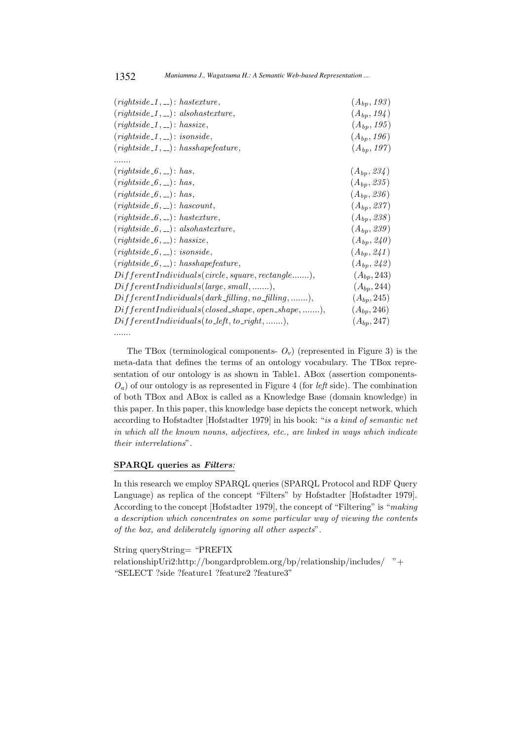$(rightside\_1, \_\_): hastexture,$ $(A_{bp}, 193)$
$(rightside\_1, \_\_): alsohastexture,$ $(A_{bp}, 194)$
$(rightside\_1, \_\_): hassize,$ $(A_{bp}, 195)$
$(rightside\_1, \_\_): isonside,$ $(A_{bp}, 196)$
$(rightside\_1, \_\_): hasshapefeature,$ $(A_{bp}, 197)$
.......
$(rightside\_6, \_\_): has,$ $(A_{bp}, 234)$
$(rightside\_6, \_\_): has,$ $(A_{bp}, 235)$
$(rightside\_6, \_\_): has,$ $(A_{bp}, 236)$
$(rightside\_6, \_\_): hascount,$ $(A_{bp}, 237)$
$(rightside\_6, \_\_): hastexture,$ $(A_{bp}, 238)$
$(rightside\_6, \_\_): alsohastexture,$ $(A_{bp}, 239)$
$(rightside\_6, \_\_): hassize,$ $(A_{bp}, 240)$
$(rightside\_6, \_\_): isonside,$ $(A_{bp}, 241)$
$(rightside\_6, \_\_): hasshapefeature,$ $(A_{bp}, 242)$
$DifferentIndividuals(circle, square, rectangle.......),$ $(A_{bp}, 243)$
$DifferentIndividuals(large, small, .......),$ $(A_{bp}, 244)$
$DifferentIndividuals(dark\_filling, no\_filling, .......),$ $(A_{bp}, 245)$
$DifferentIndividuals(closed\_shape, open\_shape, .......),$ $(A_{bp}, 246)$
$DifferentIndividuals(to\_left, to\_right, .......),$ $(A_{bp}, 247)$
.......

The TBox (terminological components- $O_v$) (represented in Figure 3) is the meta-data that defines the terms of an ontology vocabulary. The TBox representation of our ontology is as shown in Table1. ABox (assertion components- $O_a$) of our ontology is as represented in Figure 4 (for *left* side). The combination of both TBox and ABox is called as a Knowledge Base (domain knowledge) in this paper. In this paper, this knowledge base depicts the concept network, which according to Hofstadter [Hofstadter 1979] in his book: "*is a kind of semantic net in which all the known nouns, adjectives, etc., are linked in ways which indicate their interrelations*".

**SPARQL queries as *Filters*:**

In this research we employ SPARQL queries (SPARQL Protocol and RDF Query Language) as replica of the concept "Filters" by Hofstadter [Hofstadter 1979]. According to the concept [Hofstadter 1979], the concept of "Filtering" is "*making a description which concentrates on some particular way of viewing the contents of the box, and deliberately ignoring all other aspects*".

String queryString= "PREFIX
relationshipUri2:http://bongardproblem.org/bp/relationship/includes/ "+
"SELECT ?side ?feature1 ?feature2 ?feature3"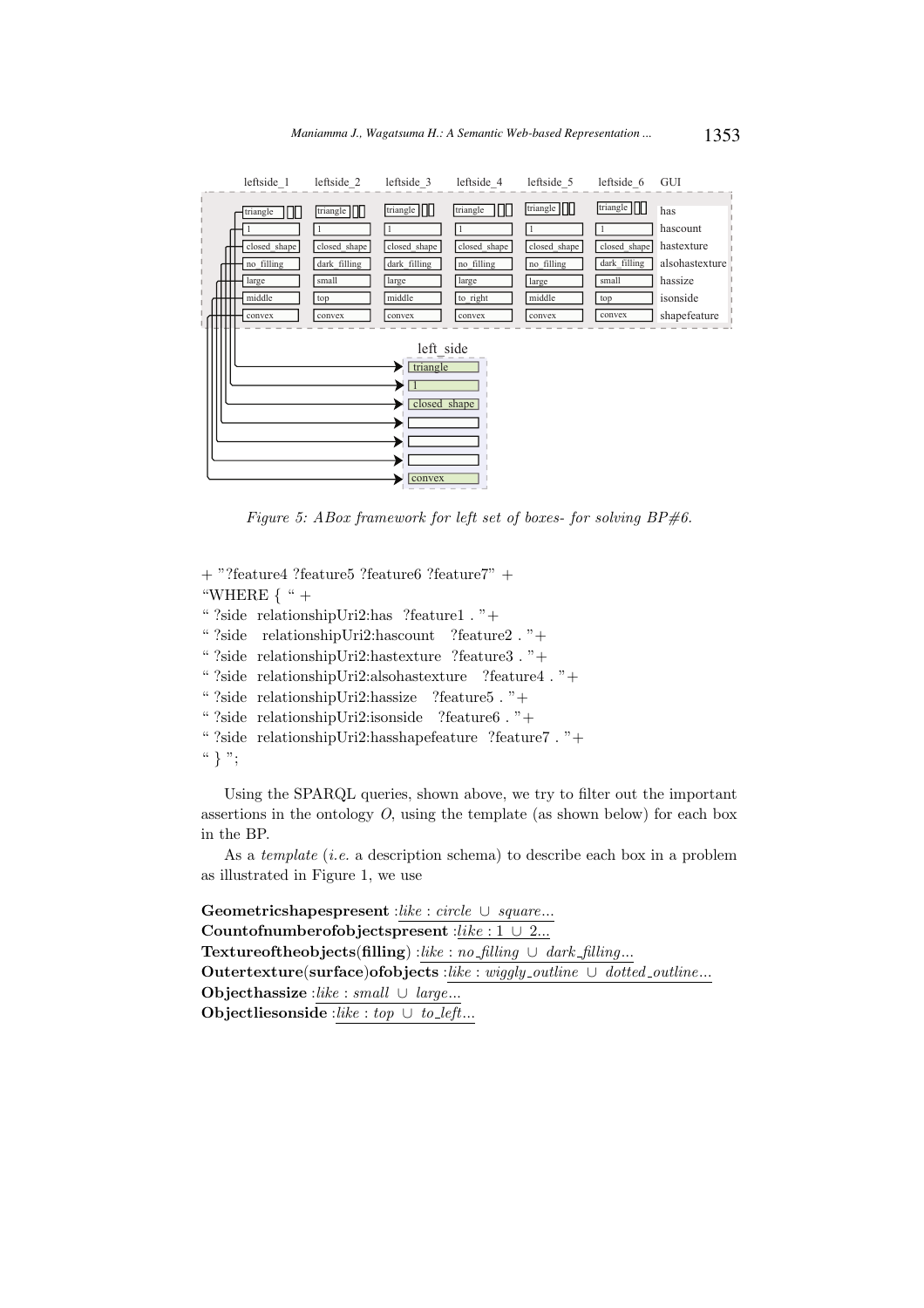Figure 5: ABox framework for left set of boxes- for solving BP#6.

```
+ "?feature4 ?feature5 ?feature6 ?feature7" +
"WHERE { " +
" ?side relationshipUri2:has ?feature1 . "+
" ?side relationshipUri2:hascount ?feature2 . "+
" ?side relationshipUri2:hastexture ?feature3 . "+
" ?side relationshipUri2:alsohastexture ?feature4 . "+
" ?side relationshipUri2:hassize ?feature5 . "+
" ?side relationshipUri2:isonside ?feature6 . "+
" ?side relationshipUri2:hasshapefeature ?feature7 . "+
" } ";
```

Using the SPARQL queries, shown above, we try to filter out the important assertions in the ontology $O$, using the template (as shown below) for each box in the BP.

As a *template* (*i.e.* a description schema) to describe each box in a problem as illustrated in Figure 1, we use

**Geometricshapespresent** :*like* : *circle* $\cup$ *square...*
**Countofnumberofobjectspresent** :*like* : 1 $\cup$ 2*...*
**Textureoftheobjects**(**filling**) :*like* : *no_filling* $\cup$ *dark_filling...*
**Outertexture**(**surface**)**ofobjects** :*like* : *wiggly_outline* $\cup$ *dotted_outline...*
**Objecthassize** :*like* : *small* $\cup$ *large...*
**Objectliesonside** :*like* : *top* $\cup$ *to_left...*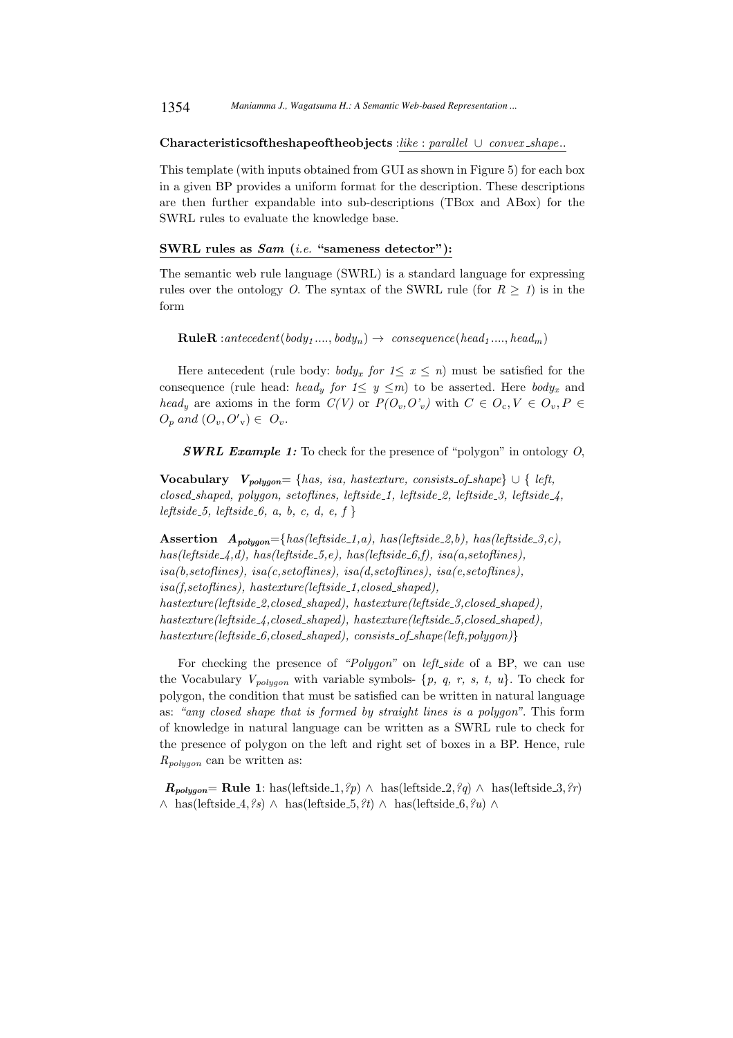**Characteristicsoftheshapeoftheobjects** :*like : parallel ∪ convex_shape..*

This template (with inputs obtained from GUI as shown in Figure 5) for each box in a given BP provides a uniform format for the description. These descriptions are then further expandable into sub-descriptions (TBox and ABox) for the SWRL rules to evaluate the knowledge base.

**SWRL rules as *Sam* (*i.e.* "sameness detector"):**

The semantic web rule language (SWRL) is a standard language for expressing rules over the ontology *O*. The syntax of the SWRL rule (for $R \geq 1$) is in the form

**RuleR** :$antecedent(body_1 ...., body_n) \rightarrow \; consequence(head_1 ...., head_m)$

Here antecedent (rule body: $body_x$ *for* $1 \leq x \leq n$) must be satisfied for the consequence (rule head: $head_y$ *for* $1 \leq y \leq m$) to be asserted. Here $body_x$ and $head_y$ are axioms in the form $C(V)$ or $P(O_v, O'_v)$ with $C \in O_c, V \in O_v, P \in O_p$ *and* $(O_v, O'_v) \in O_v$.

***SWRL Example 1:*** To check for the presence of "polygon" in ontology *O*,

**Vocabulary** $\boldsymbol{V_{polygon}}$= {*has, isa, hastexture, consists_of_shape*} ∪ { *left, closed_shaped, polygon, setoflines, leftside_1, leftside_2, leftside_3, leftside_4, leftside_5, leftside_6, a, b, c, d, e, f* }

**Assertion** $\boldsymbol{A_{polygon}}$={*has(leftside_1,a), has(leftside_2,b), has(leftside_3,c), has(leftside_4,d), has(leftside_5,e), has(leftside_6,f), isa(a,setoflines), isa(b,setoflines), isa(c,setoflines), isa(d,setoflines), isa(e,setoflines), isa(f,setoflines), hastexture(leftside_1,closed_shaped), hastexture(leftside_2,closed_shaped), hastexture(leftside_3,closed_shaped), hastexture(leftside_4,closed_shaped), hastexture(leftside_5,closed_shaped), hastexture(leftside_6,closed_shaped), consists_of_shape(left,polygon)*}

For checking the presence of *"Polygon"* on *left_side* of a BP, we can use the Vocabulary $V_{polygon}$ with variable symbols- {*p, q, r, s, t, u*}. To check for polygon, the condition that must be satisfied can be written in natural language as: *"any closed shape that is formed by straight lines is a polygon"*. This form of knowledge in natural language can be written as a SWRL rule to check for the presence of polygon on the left and right set of boxes in a BP. Hence, rule $R_{polygon}$ can be written as:

$\boldsymbol{R_{polygon}}$= **Rule 1**: has(leftside_1,*?p*) ∧ has(leftside_2,*?q*) ∧ has(leftside_3,*?r*) ∧ has(leftside_4,*?s*) ∧ has(leftside_5,*?t*) ∧ has(leftside_6,*?u*) ∧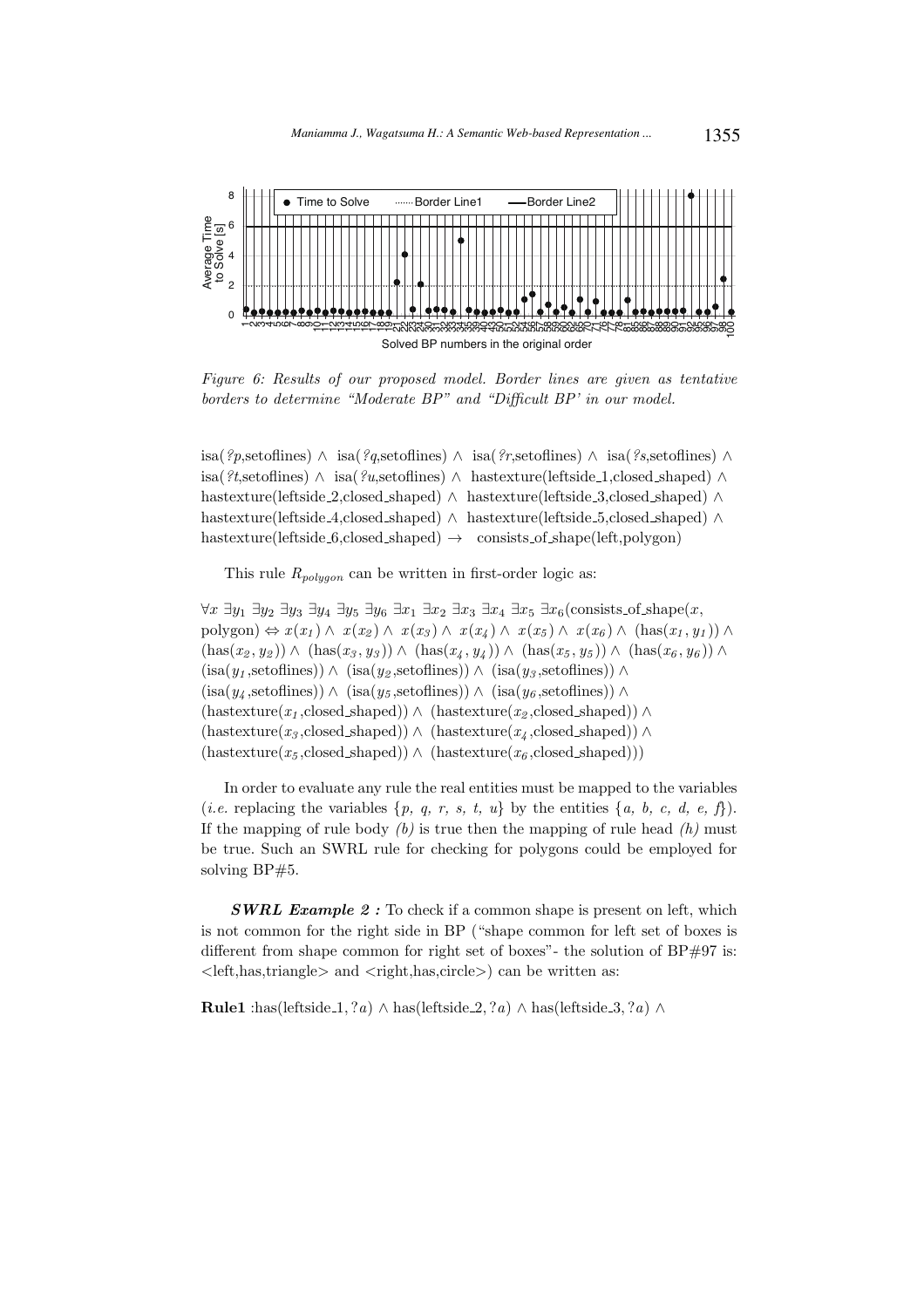Figure 6: Results of our proposed model. Border lines are given as tentative borders to determine "Moderate BP" and "Difficult BP' in our model.

isa(*?p*,setoflines) ∧ isa(*?q*,setoflines) ∧ isa(*?r*,setoflines) ∧ isa(*?s*,setoflines) ∧ isa(*?t*,setoflines) ∧ isa(*?u*,setoflines) ∧ hastexture(leftside_1,closed_shaped) ∧ hastexture(leftside_2,closed_shaped) ∧ hastexture(leftside_3,closed_shaped) ∧ hastexture(leftside_4,closed_shaped) ∧ hastexture(leftside_5,closed_shaped) ∧ hastexture(leftside_6,closed_shaped) → consists_of_shape(left,polygon)

This rule $R_{polygon}$ can be written in first-order logic as:

$\forall x\ \exists y_1\ \exists y_2\ \exists y_3\ \exists y_4\ \exists y_5\ \exists y_6\ \exists x_1\ \exists x_2\ \exists x_3\ \exists x_4\ \exists x_5\ \exists x_6(\text{consists\_of\_shape}(x, \text{polygon}) \Leftrightarrow x(x_1) \wedge\ x(x_2) \wedge\ x(x_3) \wedge\ x(x_4) \wedge\ x(x_5) \wedge\ x(x_6) \wedge\ (\text{has}(x_1, y_1)) \wedge (\text{has}(x_2, y_2)) \wedge\ (\text{has}(x_3, y_3)) \wedge\ (\text{has}(x_4, y_4)) \wedge\ (\text{has}(x_5, y_5)) \wedge\ (\text{has}(x_6, y_6)) \wedge (\text{isa}(y_1,\text{setoflines})) \wedge\ (\text{isa}(y_2,\text{setoflines})) \wedge\ (\text{isa}(y_3,\text{setoflines})) \wedge (\text{isa}(y_4,\text{setoflines})) \wedge\ (\text{isa}(y_5,\text{setoflines})) \wedge\ (\text{isa}(y_6,\text{setoflines})) \wedge (\text{hastexture}(x_1,\text{closed\_shaped})) \wedge\ (\text{hastexture}(x_2,\text{closed\_shaped})) \wedge (\text{hastexture}(x_3,\text{closed\_shaped})) \wedge\ (\text{hastexture}(x_4,\text{closed\_shaped})) \wedge (\text{hastexture}(x_5,\text{closed\_shaped})) \wedge\ (\text{hastexture}(x_6,\text{closed\_shaped})))$

In order to evaluate any rule the real entities must be mapped to the variables (*i.e.* replacing the variables {*p, q, r, s, t, u*} by the entities {*a, b, c, d, e, f*}). If the mapping of rule body *(b)* is true then the mapping of rule head *(h)* must be true. Such an SWRL rule for checking for polygons could be employed for solving BP#5.

***SWRL Example 2 :*** To check if a common shape is present on left, which is not common for the right side in BP ("shape common for left set of boxes is different from shape common for right set of boxes"- the solution of BP#97 is: <left,has,triangle> and <right,has,circle>) can be written as:

**Rule1** :has(leftside_1, *?a*) ∧ has(leftside_2, *?a*) ∧ has(leftside_3, *?a*) ∧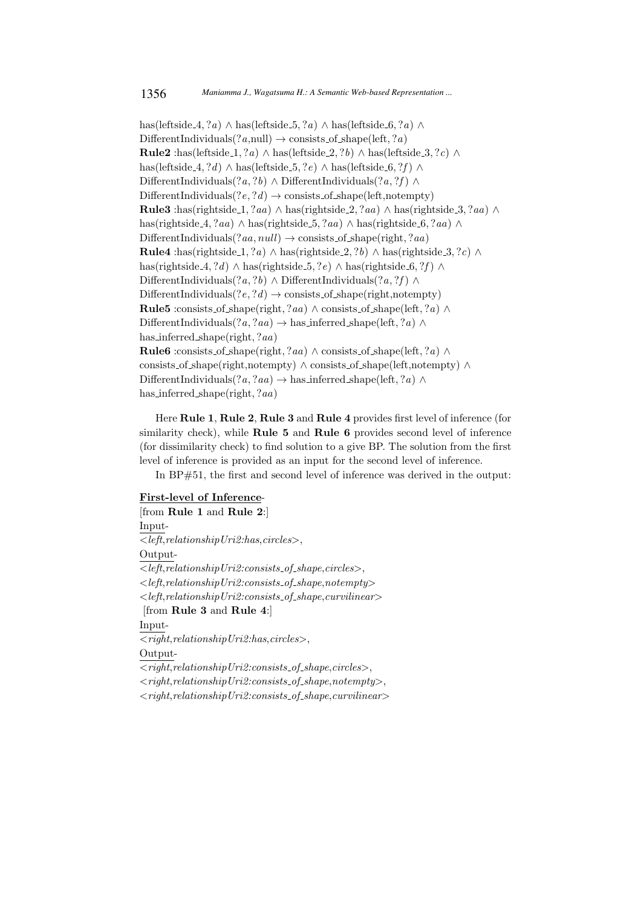has(leftside_4, $?a$) $\wedge$ has(leftside_5, $?a$) $\wedge$ has(leftside_6, $?a$) $\wedge$
DifferentIndividuals($?a$,null) $\rightarrow$ consists_of_shape(left, $?a$)
**Rule2** :has(leftside_1, $?a$) $\wedge$ has(leftside_2, $?b$) $\wedge$ has(leftside_3, $?c$) $\wedge$
has(leftside_4, $?d$) $\wedge$ has(leftside_5, $?e$) $\wedge$ has(leftside_6, $?f$) $\wedge$
DifferentIndividuals($?a, ?b$) $\wedge$ DifferentIndividuals($?a, ?f$) $\wedge$
DifferentIndividuals($?e, ?d$) $\rightarrow$ consists_of_shape(left,notempty)
**Rule3** :has(rightside_1, $?aa$) $\wedge$ has(rightside_2, $?aa$) $\wedge$ has(rightside_3, $?aa$) $\wedge$
has(rightside_4, $?aa$) $\wedge$ has(rightside_5, $?aa$) $\wedge$ has(rightside_6, $?aa$) $\wedge$
DifferentIndividuals($?aa, null$) $\rightarrow$ consists_of_shape(right, $?aa$)
**Rule4** :has(rightside_1, $?a$) $\wedge$ has(rightside_2, $?b$) $\wedge$ has(rightside_3, $?c$) $\wedge$
has(rightside_4, $?d$) $\wedge$ has(rightside_5, $?e$) $\wedge$ has(rightside_6, $?f$) $\wedge$
DifferentIndividuals($?a, ?b$) $\wedge$ DifferentIndividuals($?a, ?f$) $\wedge$
DifferentIndividuals($?e, ?d$) $\rightarrow$ consists_of_shape(right,notempty)
**Rule5** :consists_of_shape(right, $?aa$) $\wedge$ consists_of_shape(left, $?a$) $\wedge$
DifferentIndividuals($?a, ?aa$) $\rightarrow$ has_inferred_shape(left, $?a$) $\wedge$
has_inferred_shape(right, $?aa$)
**Rule6** :consists_of_shape(right, $?aa$) $\wedge$ consists_of_shape(left, $?a$) $\wedge$
consists_of_shape(right,notempty) $\wedge$ consists_of_shape(left,notempty) $\wedge$
DifferentIndividuals($?a, ?aa$) $\rightarrow$ has_inferred_shape(left, $?a$) $\wedge$
has_inferred_shape(right, $?aa$)

Here **Rule 1**, **Rule 2**, **Rule 3** and **Rule 4** provides first level of inference (for similarity check), while **Rule 5** and **Rule 6** provides second level of inference (for dissimilarity check) to find solution to a give BP. The solution from the first level of inference is provided as an input for the second level of inference.

In BP#51, the first and second level of inference was derived in the output:

**First-level of Inference**-

[from **Rule 1** and **Rule 2**:]

Input-

*<left,relationshipUri2:has,circles>*,

Output-

*<left,relationshipUri2:consists_of_shape,circles>*,

*<left,relationshipUri2:consists_of_shape,notempty>*

*<left,relationshipUri2:consists_of_shape,curvilinear>*

[from **Rule 3** and **Rule 4**:]

Input-

*<right,relationshipUri2:has,circles>*,

Output-

*<right,relationshipUri2:consists_of_shape,circles>*,

*<right,relationshipUri2:consists_of_shape,notempty>*,

*<right,relationshipUri2:consists_of_shape,curvilinear>*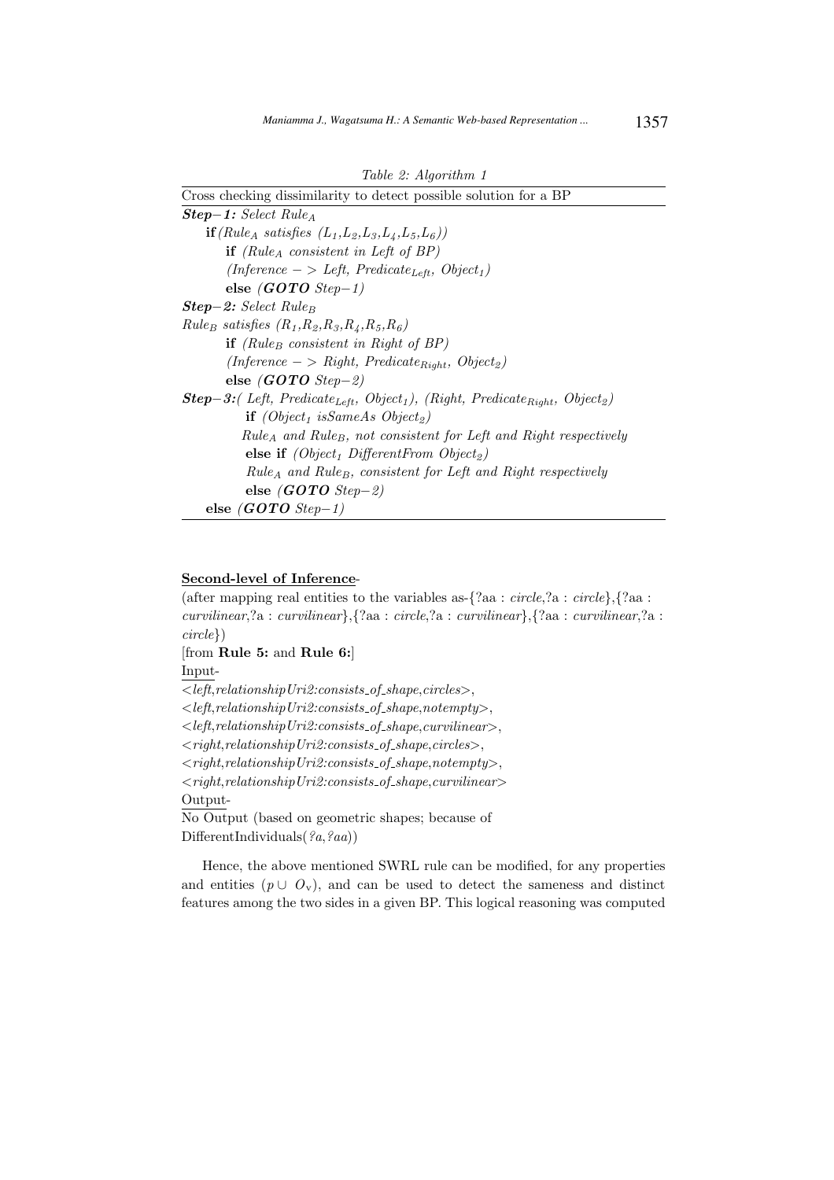*Table 2: Algorithm 1*

Cross checking dissimilarity to detect possible solution for a BP

***Step−1:*** *Select $Rule_A$*

**if** *($Rule_A$ satisfies ($L_1$,$L_2$,$L_3$,$L_4$,$L_5$,$L_6$))*

  **if** *($Rule_A$ consistent in Left of BP)*

  *(Inference − > Left, $Predicate_{Left}$, $Object_1$)*

  **else** *(**GOTO** Step−1)*

***Step−2:*** *Select $Rule_B$*

*$Rule_B$ satisfies ($R_1$,$R_2$,$R_3$,$R_4$,$R_5$,$R_6$)*

  **if** *($Rule_B$ consistent in Right of BP)*

  *(Inference − > Right, $Predicate_{Right}$, $Object_2$)*

  **else** *(**GOTO** Step−2)*

***Step−3:*** *( Left, $Predicate_{Left}$, $Object_1$), (Right, $Predicate_{Right}$, $Object_2$)*

  **if** *($Object_1$ isSameAs $Object_2$)*

  *$Rule_A$ and $Rule_B$, not consistent for Left and Right respectively*

  **else if** *($Object_1$ DifferentFrom $Object_2$)*

  *$Rule_A$ and $Rule_B$, consistent for Left and Right respectively*

  **else** *(**GOTO** Step−2)*

**else** *(**GOTO** Step−1)*

**Second-level of Inference**-

(after mapping real entities to the variables as-{?aa : *circle*,?a : *circle*},{?aa : *curvilinear*,?a : *curvilinear*},{?aa : *circle*,?a : *curvilinear*},{?aa : *curvilinear*,?a : *circle*})

[from **Rule 5:** and **Rule 6:**]

Input-

*<left,relationshipUri2:consists_of_shape,circles>*,
*<left,relationshipUri2:consists_of_shape,notempty>*,
*<left,relationshipUri2:consists_of_shape,curvilinear>*,
*<right,relationshipUri2:consists_of_shape,circles>*,
*<right,relationshipUri2:consists_of_shape,notempty>*,
*<right,relationshipUri2:consists_of_shape,curvilinear>*

Output-

No Output (based on geometric shapes; because of DifferentIndividuals(*?a,?aa*))

Hence, the above mentioned SWRL rule can be modified, for any properties and entities ($p \cup O_v$), and can be used to detect the sameness and distinct features among the two sides in a given BP. This logical reasoning was computed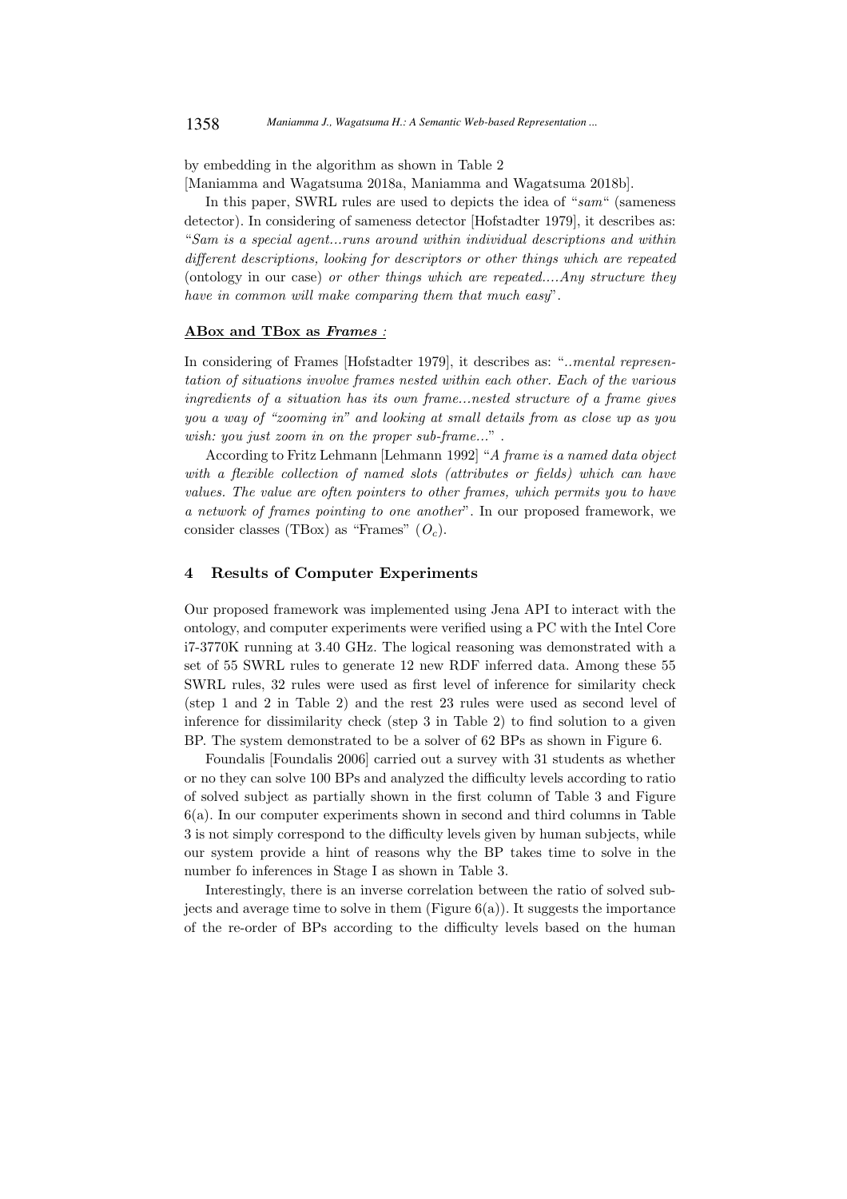by embedding in the algorithm as shown in Table 2 [Maniamma and Wagatsuma 2018a, Maniamma and Wagatsuma 2018b].

In this paper, SWRL rules are used to depicts the idea of "*sam*" (sameness detector). In considering of sameness detector [Hofstadter 1979], it describes as: "*Sam is a special agent...runs around within individual descriptions and within different descriptions, looking for descriptors or other things which are repeated* (ontology in our case) *or other things which are repeated....Any structure they have in common will make comparing them that much easy*".

**ABox and TBox as *Frames* :**

In considering of Frames [Hofstadter 1979], it describes as: "*..mental representation of situations involve frames nested within each other. Each of the various ingredients of a situation has its own frame...nested structure of a frame gives you a way of "zooming in" and looking at small details from as close up as you wish: you just zoom in on the proper sub-frame...*" .

According to Fritz Lehmann [Lehmann 1992] "*A frame is a named data object with a flexible collection of named slots (attributes or fields) which can have values. The value are often pointers to other frames, which permits you to have a network of frames pointing to one another*". In our proposed framework, we consider classes (TBox) as "Frames" ($O_c$).

## 4 Results of Computer Experiments

Our proposed framework was implemented using Jena API to interact with the ontology, and computer experiments were verified using a PC with the Intel Core i7-3770K running at 3.40 GHz. The logical reasoning was demonstrated with a set of 55 SWRL rules to generate 12 new RDF inferred data. Among these 55 SWRL rules, 32 rules were used as first level of inference for similarity check (step 1 and 2 in Table 2) and the rest 23 rules were used as second level of inference for dissimilarity check (step 3 in Table 2) to find solution to a given BP. The system demonstrated to be a solver of 62 BPs as shown in Figure 6.

Foundalis [Foundalis 2006] carried out a survey with 31 students as whether or no they can solve 100 BPs and analyzed the difficulty levels according to ratio of solved subject as partially shown in the first column of Table 3 and Figure 6(a). In our computer experiments shown in second and third columns in Table 3 is not simply correspond to the difficulty levels given by human subjects, while our system provide a hint of reasons why the BP takes time to solve in the number fo inferences in Stage I as shown in Table 3.

Interestingly, there is an inverse correlation between the ratio of solved subjects and average time to solve in them (Figure 6(a)). It suggests the importance of the re-order of BPs according to the difficulty levels based on the human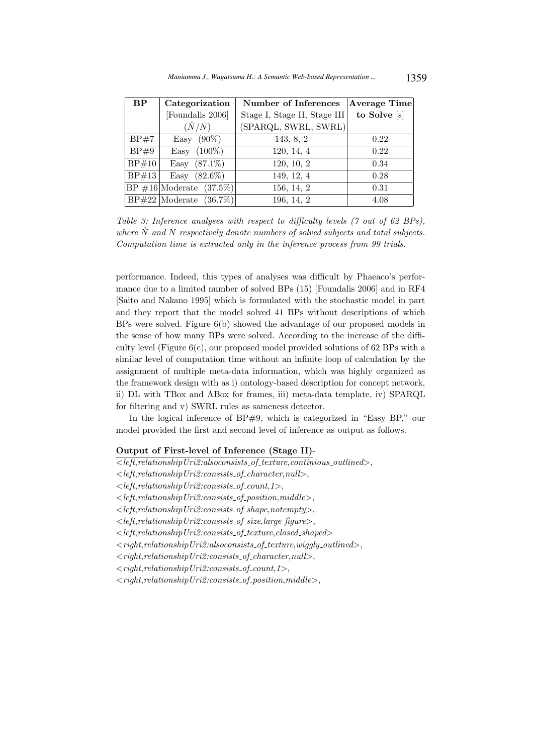| BP | Categorization [Foundalis 2006] $(\hat{N}/N)$ | Number of Inferences Stage I, Stage II, Stage III (SPARQL, SWRL, SWRL) | Average Time to Solve [s] |
|---|---|---|---|
| BP#7 | Easy (90%) | 143, 8, 2 | 0.22 |
| BP#9 | Easy (100%) | 120, 14, 4 | 0.22 |
| BP#10 | Easy (87.1%) | 120, 10, 2 | 0.34 |
| BP#13 | Easy (82.6%) | 149, 12, 4 | 0.28 |
| BP #16 | Moderate (37.5%) | 156, 14, 2 | 0.31 |
| BP#22 | Moderate (36.7%) | 196, 14, 2 | 4.08 |

*Table 3: Inference analyses with respect to difficulty levels (7 out of 62 BPs), where $\hat{N}$ and $N$ respectively denote numbers of solved subjects and total subjects. Computation time is extracted only in the inference process from 99 trials.*

performance. Indeed, this types of analyses was difficult by Phaeaco's performance due to a limited number of solved BPs (15) [Foundalis 2006] and in RF4 [Saito and Nakano 1995] which is formulated with the stochastic model in part and they report that the model solved 41 BPs without descriptions of which BPs were solved. Figure 6(b) showed the advantage of our proposed models in the sense of how many BPs were solved. According to the increase of the difficulty level (Figure 6(c), our proposed model provided solutions of 62 BPs with a similar level of computation time without an infinite loop of calculation by the assignment of multiple meta-data information, which was highly organized as the framework design with as i) ontology-based description for concept network, ii) DL with TBox and ABox for frames, iii) meta-data template, iv) SPARQL for filtering and v) SWRL rules as sameness detector.

In the logical inference of BP#9, which is categorized in "Easy BP," our model provided the first and second level of inference as output as follows.

**Output of First-level of Inference (Stage II)**-

*<left,relationshipUri2:alsoconsists_of_texture,continious_outlined>,*
*<left,relationshipUri2:consists_of_character,null>,*
*<left,relationshipUri2:consists_of_count,1>,*
*<left,relationshipUri2:consists_of_position,middle>,*
*<left,relationshipUri2:consists_of_shape,notempty>,*
*<left,relationshipUri2:consists_of_size,large_figure>,*
*<left,relationshipUri2:consists_of_texture,closed_shaped>*
*<right,relationshipUri2:alsoconsists_of_texture,wiggly_outlined>,*
*<right,relationshipUri2:consists_of_character,null>,*
*<right,relationshipUri2:consists_of_count,1>,*
*<right,relationshipUri2:consists_of_position,middle>,*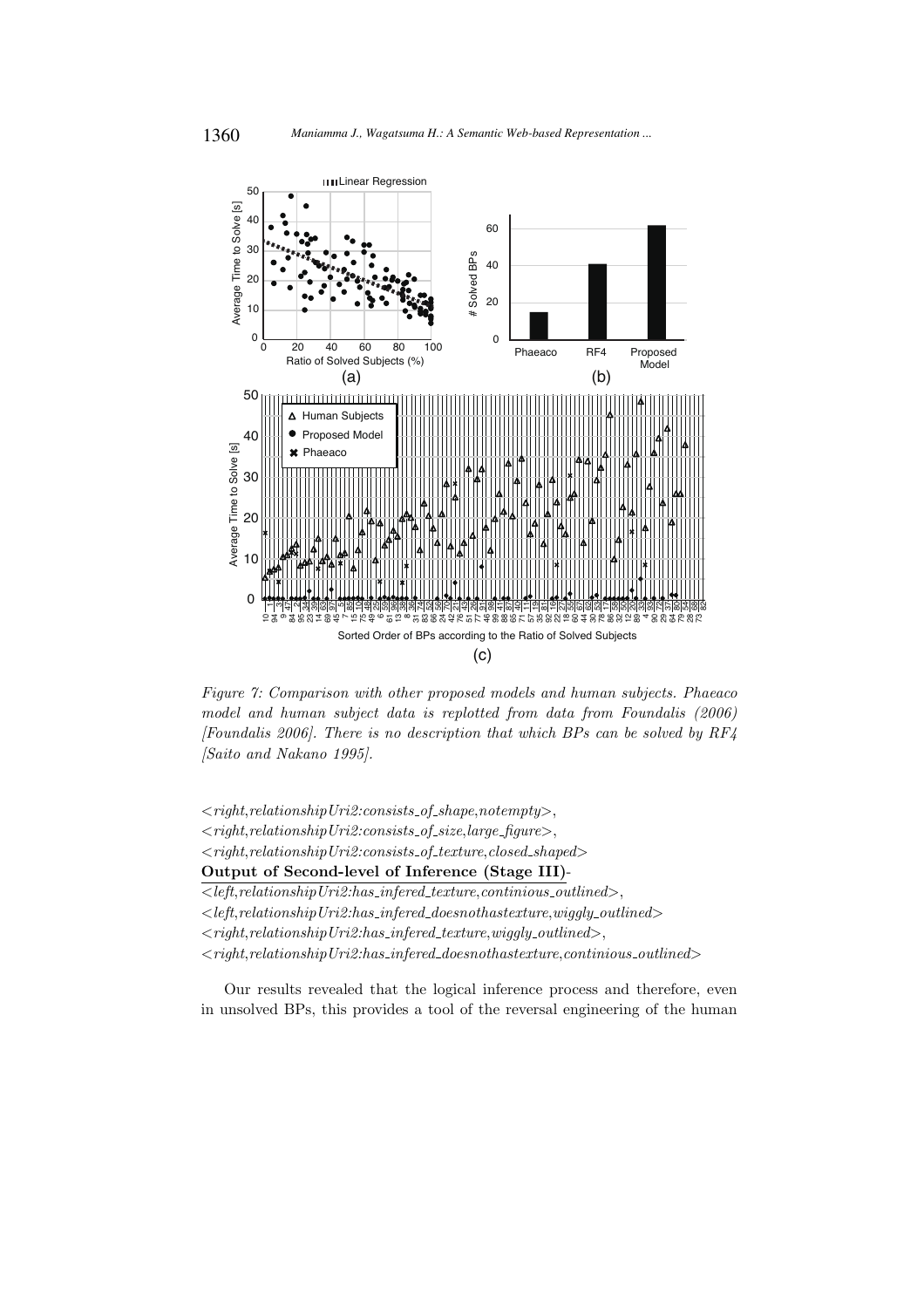*Figure 7: Comparison with other proposed models and human subjects. Phaeaco model and human subject data is replotted from data from Foundalis (2006) [Foundalis 2006]. There is no description that which BPs can be solved by RF4 [Saito and Nakano 1995].*

<*right,relationshipUri2:consists_of_shape,notempty*>,
<*right,relationshipUri2:consists_of_size,large_figure*>,
<*right,relationshipUri2:consists_of_texture,closed_shaped*>

**Output of Second-level of Inference (Stage III)**-

<*left,relationshipUri2:has_infered_texture,continious_outlined*>,
<*left,relationshipUri2:has_infered_doesnothastexture,wiggly_outlined*>
<*right,relationshipUri2:has_infered_texture,wiggly_outlined*>,
<*right,relationshipUri2:has_infered_doesnothastexture,continious_outlined*>

Our results revealed that the logical inference process and therefore, even in unsolved BPs, this provides a tool of the reversal engineering of the human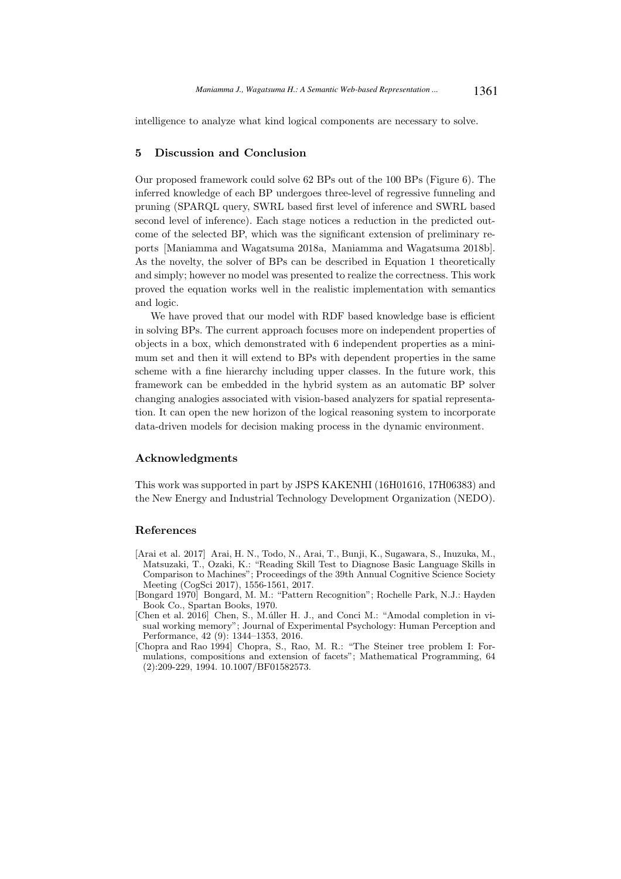intelligence to analyze what kind logical components are necessary to solve.

## 5 Discussion and Conclusion

Our proposed framework could solve 62 BPs out of the 100 BPs (Figure 6). The inferred knowledge of each BP undergoes three-level of regressive funneling and pruning (SPARQL query, SWRL based first level of inference and SWRL based second level of inference). Each stage notices a reduction in the predicted outcome of the selected BP, which was the significant extension of preliminary reports [Maniamma and Wagatsuma 2018a, Maniamma and Wagatsuma 2018b]. As the novelty, the solver of BPs can be described in Equation 1 theoretically and simply; however no model was presented to realize the correctness. This work proved the equation works well in the realistic implementation with semantics and logic.

We have proved that our model with RDF based knowledge base is efficient in solving BPs. The current approach focuses more on independent properties of objects in a box, which demonstrated with 6 independent properties as a minimum set and then it will extend to BPs with dependent properties in the same scheme with a fine hierarchy including upper classes. In the future work, this framework can be embedded in the hybrid system as an automatic BP solver changing analogies associated with vision-based analyzers for spatial representation. It can open the new horizon of the logical reasoning system to incorporate data-driven models for decision making process in the dynamic environment.

## Acknowledgments

This work was supported in part by JSPS KAKENHI (16H01616, 17H06383) and the New Energy and Industrial Technology Development Organization (NEDO).

## References

[Arai et al. 2017] Arai, H. N., Todo, N., Arai, T., Bunji, K., Sugawara, S., Inuzuka, M., Matsuzaki, T., Ozaki, K.: "Reading Skill Test to Diagnose Basic Language Skills in Comparison to Machines"; Proceedings of the 39th Annual Cognitive Science Society Meeting (CogSci 2017), 1556-1561, 2017.

[Bongard 1970] Bongard, M. M.: "Pattern Recognition"; Rochelle Park, N.J.: Hayden Book Co., Spartan Books, 1970.

[Chen et al. 2016] Chen, S., M.úller H. J., and Conci M.: "Amodal completion in visual working memory"; Journal of Experimental Psychology: Human Perception and Performance, 42 (9): 1344–1353, 2016.

[Chopra and Rao 1994] Chopra, S., Rao, M. R.: "The Steiner tree problem I: Formulations, compositions and extension of facets"; Mathematical Programming, 64 (2):209-229, 1994. 10.1007/BF01582573.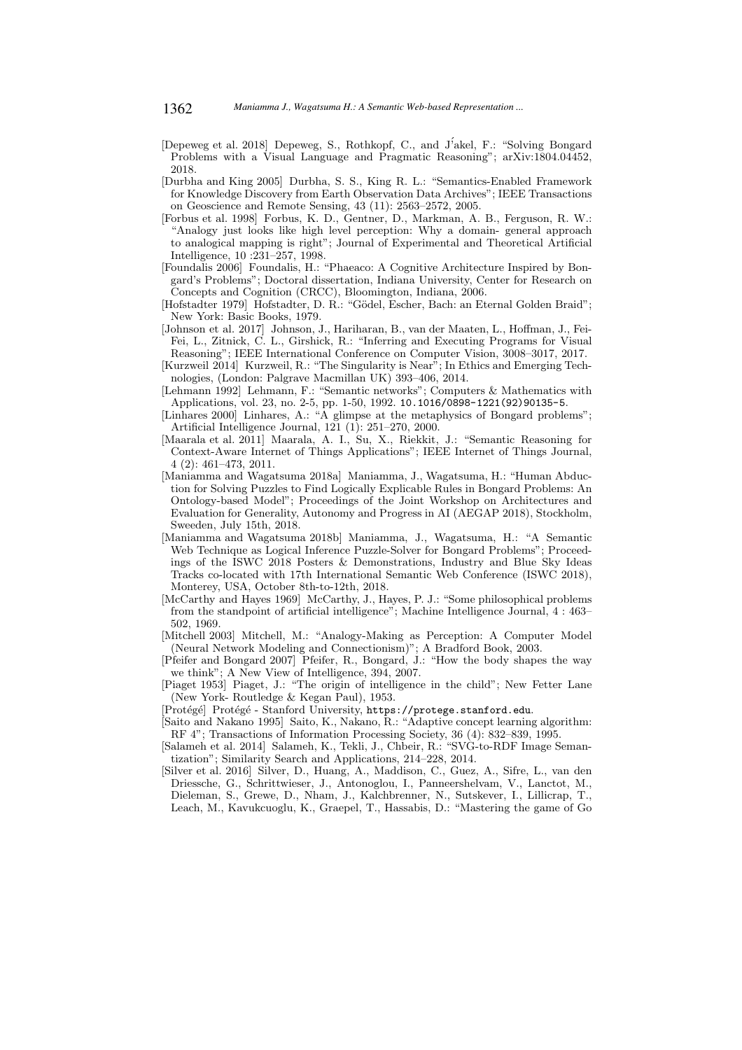[Depeweg et al. 2018] Depeweg, S., Rothkopf, C., and J́akel, F.: "Solving Bongard Problems with a Visual Language and Pragmatic Reasoning"; arXiv:1804.04452, 2018.

[Durbha and King 2005] Durbha, S. S., King R. L.: "Semantics-Enabled Framework for Knowledge Discovery from Earth Observation Data Archives"; IEEE Transactions on Geoscience and Remote Sensing, 43 (11): 2563–2572, 2005.

[Forbus et al. 1998] Forbus, K. D., Gentner, D., Markman, A. B., Ferguson, R. W.: "Analogy just looks like high level perception: Why a domain- general approach to analogical mapping is right"; Journal of Experimental and Theoretical Artificial Intelligence, 10 :231–257, 1998.

[Foundalis 2006] Foundalis, H.: "Phaeaco: A Cognitive Architecture Inspired by Bongard's Problems"; Doctoral dissertation, Indiana University, Center for Research on Concepts and Cognition (CRCC), Bloomington, Indiana, 2006.

[Hofstadter 1979] Hofstadter, D. R.: "Gödel, Escher, Bach: an Eternal Golden Braid"; New York: Basic Books, 1979.

[Johnson et al. 2017] Johnson, J., Hariharan, B., van der Maaten, L., Hoffman, J., Fei-Fei, L., Zitnick, C. L., Girshick, R.: "Inferring and Executing Programs for Visual Reasoning"; IEEE International Conference on Computer Vision, 3008–3017, 2017.

[Kurzweil 2014] Kurzweil, R.: "The Singularity is Near"; In Ethics and Emerging Technologies, (London: Palgrave Macmillan UK) 393–406, 2014.

[Lehmann 1992] Lehmann, F.: "Semantic networks"; Computers & Mathematics with Applications, vol. 23, no. 2-5, pp. 1-50, 1992. 10.1016/0898-1221(92)90135-5.

[Linhares 2000] Linhares, A.: "A glimpse at the metaphysics of Bongard problems"; Artificial Intelligence Journal, 121 (1): 251–270, 2000.

[Maarala et al. 2011] Maarala, A. I., Su, X., Riekkit, J.: "Semantic Reasoning for Context-Aware Internet of Things Applications"; IEEE Internet of Things Journal, 4 (2): 461–473, 2011.

[Maniamma and Wagatsuma 2018a] Maniamma, J., Wagatsuma, H.: "Human Abduction for Solving Puzzles to Find Logically Explicable Rules in Bongard Problems: An Ontology-based Model"; Proceedings of the Joint Workshop on Architectures and Evaluation for Generality, Autonomy and Progress in AI (AEGAP 2018), Stockholm, Sweeden, July 15th, 2018.

[Maniamma and Wagatsuma 2018b] Maniamma, J., Wagatsuma, H.: "A Semantic Web Technique as Logical Inference Puzzle-Solver for Bongard Problems"; Proceedings of the ISWC 2018 Posters & Demonstrations, Industry and Blue Sky Ideas Tracks co-located with 17th International Semantic Web Conference (ISWC 2018), Monterey, USA, October 8th-to-12th, 2018.

[McCarthy and Hayes 1969] McCarthy, J., Hayes, P. J.: "Some philosophical problems from the standpoint of artificial intelligence"; Machine Intelligence Journal, 4 : 463–502, 1969.

[Mitchell 2003] Mitchell, M.: "Analogy-Making as Perception: A Computer Model (Neural Network Modeling and Connectionism)"; A Bradford Book, 2003.

[Pfeifer and Bongard 2007] Pfeifer, R., Bongard, J.: "How the body shapes the way we think"; A New View of Intelligence, 394, 2007.

[Piaget 1953] Piaget, J.: "The origin of intelligence in the child"; New Fetter Lane (New York- Routledge & Kegan Paul), 1953.

[Protégé] Protégé - Stanford University, https://protege.stanford.edu.

[Saito and Nakano 1995] Saito, K., Nakano, R.: "Adaptive concept learning algorithm: RF 4"; Transactions of Information Processing Society, 36 (4): 832–839, 1995.

[Salameh et al. 2014] Salameh, K., Tekli, J., Chbeir, R.: "SVG-to-RDF Image Semantization"; Similarity Search and Applications, 214–228, 2014.

[Silver et al. 2016] Silver, D., Huang, A., Maddison, C., Guez, A., Sifre, L., van den Driessche, G., Schrittwieser, J., Antonoglou, I., Panneershelvam, V., Lanctot, M., Dieleman, S., Grewe, D., Nham, J., Kalchbrenner, N., Sutskever, I., Lillicrap, T., Leach, M., Kavukcuoglu, K., Graepel, T., Hassabis, D.: "Mastering the game of Go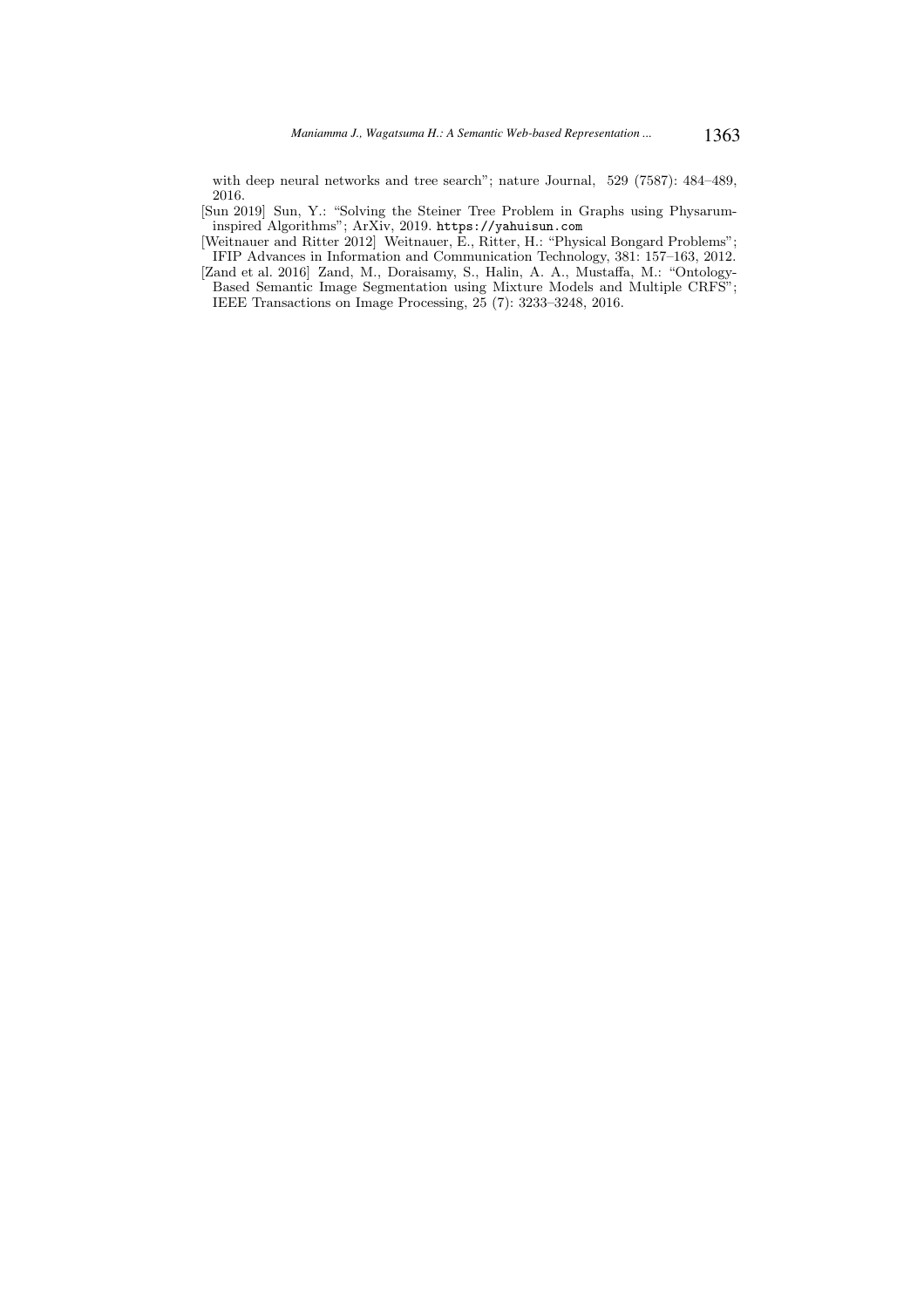with deep neural networks and tree search"; nature Journal, 529 (7587): 484–489, 2016.

[Sun 2019] Sun, Y.: "Solving the Steiner Tree Problem in Graphs using Physarum-inspired Algorithms"; ArXiv, 2019. https://yahuisun.com

[Weitnauer and Ritter 2012] Weitnauer, E., Ritter, H.: "Physical Bongard Problems"; IFIP Advances in Information and Communication Technology, 381: 157–163, 2012.

[Zand et al. 2016] Zand, M., Doraisamy, S., Halin, A. A., Mustaffa, M.: "Ontology-Based Semantic Image Segmentation using Mixture Models and Multiple CRFS"; IEEE Transactions on Image Processing, 25 (7): 3233–3248, 2016.